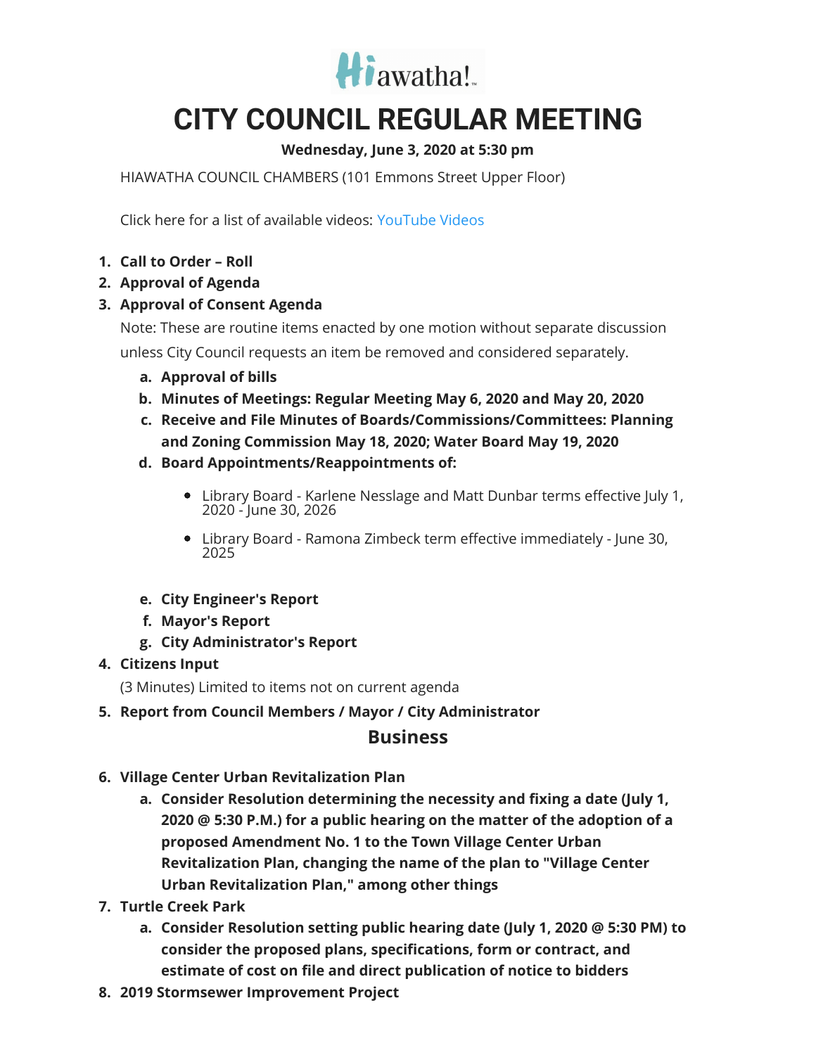Hiawatha!

# CITY COUNCIL REGULAR MEETING

**Wednesday, June 3, 2020 at 5:30 pm**

HIAWATHA COUNCIL CHAMBERS (101 Emmons Street Upper Floor)

Click here for a list of available videos: YouTube Videos

1. **Call to Order – Roll**
2. **Approval of Agenda**
3. **Approval of Consent Agenda**

   Note: These are routine items enacted by one motion without separate discussion unless City Council requests an item be removed and considered separately.

   a. **Approval of bills**
   b. **Minutes of Meetings: Regular Meeting May 6, 2020 and May 20, 2020**
   c. **Receive and File Minutes of Boards/Commissions/Committees: Planning and Zoning Commission May 18, 2020; Water Board May 19, 2020**
   d. **Board Appointments/Reappointments of:**
      - Library Board - Karlene Nesslage and Matt Dunbar terms effective July 1, 2020 - June 30, 2026
      - Library Board - Ramona Zimbeck term effective immediately - June 30, 2025

   e. **City Engineer's Report**
   f. **Mayor's Report**
   g. **City Administrator's Report**
4. **Citizens Input**

   (3 Minutes) Limited to items not on current agenda
5. **Report from Council Members / Mayor / City Administrator**

## Business

6. **Village Center Urban Revitalization Plan**
   a. **Consider Resolution determining the necessity and fixing a date (July 1, 2020 @ 5:30 P.M.) for a public hearing on the matter of the adoption of a proposed Amendment No. 1 to the Town Village Center Urban Revitalization Plan, changing the name of the plan to "Village Center Urban Revitalization Plan," among other things**
7. **Turtle Creek Park**
   a. **Consider Resolution setting public hearing date (July 1, 2020 @ 5:30 PM) to consider the proposed plans, specifications, form or contract, and estimate of cost on file and direct publication of notice to bidders**
8. **2019 Stormsewer Improvement Project**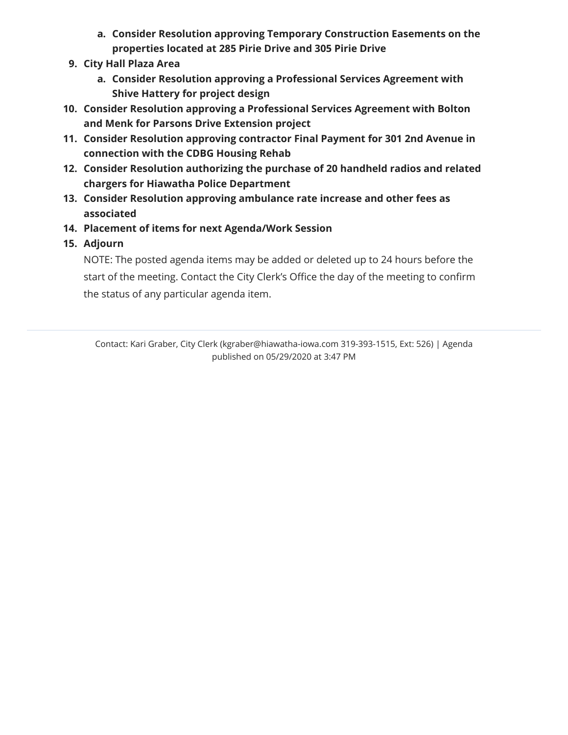- a. **Consider Resolution approving Temporary Construction Easements on the properties located at 285 Pirie Drive and 305 Pirie Drive**

9. **City Hall Plaza Area**
   - a. **Consider Resolution approving a Professional Services Agreement with Shive Hattery for project design**
10. **Consider Resolution approving a Professional Services Agreement with Bolton and Menk for Parsons Drive Extension project**
11. **Consider Resolution approving contractor Final Payment for 301 2nd Avenue in connection with the CDBG Housing Rehab**
12. **Consider Resolution authorizing the purchase of 20 handheld radios and related chargers for Hiawatha Police Department**
13. **Consider Resolution approving ambulance rate increase and other fees as associated**
14. **Placement of items for next Agenda/Work Session**
15. **Adjourn**

    NOTE: The posted agenda items may be added or deleted up to 24 hours before the start of the meeting. Contact the City Clerk's Office the day of the meeting to confirm the status of any particular agenda item.

---

Contact: Kari Graber, City Clerk (kgraber@hiawatha-iowa.com 319-393-1515, Ext: 526) | Agenda published on 05/29/2020 at 3:47 PM